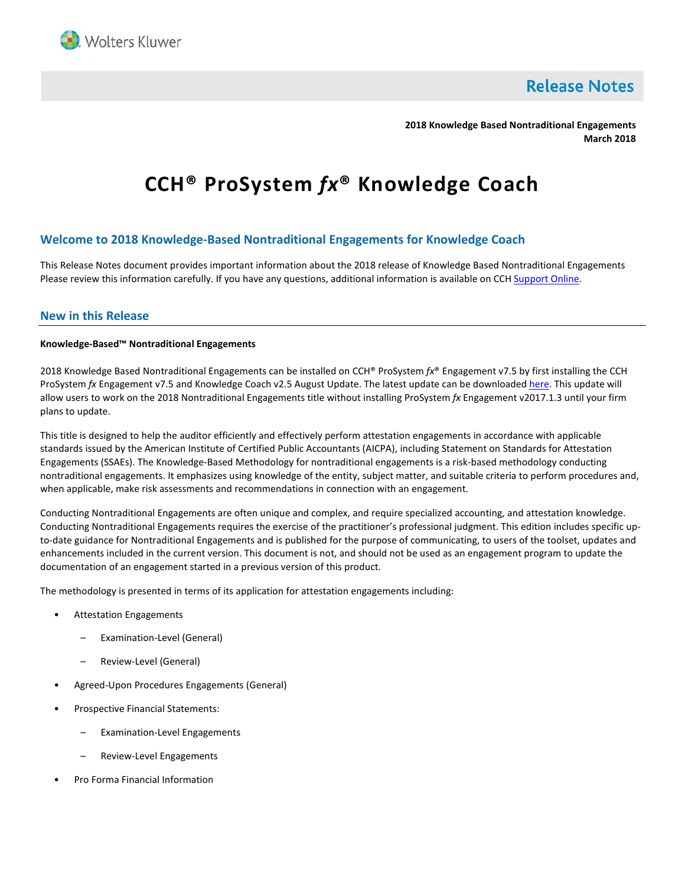Wolters Kluwer

# Release Notes

**2018 Knowledge Based Nontraditional Engagements**
**March 2018**

# CCH® ProSystem *fx*® Knowledge Coach

## Welcome to 2018 Knowledge-Based Nontraditional Engagements for Knowledge Coach

This Release Notes document provides important information about the 2018 release of Knowledge Based Nontraditional Engagements Please review this information carefully. If you have any questions, additional information is available on CCH Support Online.

## New in this Release

**Knowledge-Based™ Nontraditional Engagements**

2018 Knowledge Based Nontraditional Engagements can be installed on CCH® ProSystem *fx*® Engagement v7.5 by first installing the CCH ProSystem *fx* Engagement v7.5 and Knowledge Coach v2.5 August Update. The latest update can be downloaded here. This update will allow users to work on the 2018 Nontraditional Engagements title without installing ProSystem *fx* Engagement v2017.1.3 until your firm plans to update.

This title is designed to help the auditor efficiently and effectively perform attestation engagements in accordance with applicable standards issued by the American Institute of Certified Public Accountants (AICPA), including Statement on Standards for Attestation Engagements (SSAEs). The Knowledge-Based Methodology for nontraditional engagements is a risk-based methodology conducting nontraditional engagements. It emphasizes using knowledge of the entity, subject matter, and suitable criteria to perform procedures and, when applicable, make risk assessments and recommendations in connection with an engagement.

Conducting Nontraditional Engagements are often unique and complex, and require specialized accounting, and attestation knowledge. Conducting Nontraditional Engagements requires the exercise of the practitioner's professional judgment. This edition includes specific up-to-date guidance for Nontraditional Engagements and is published for the purpose of communicating, to users of the toolset, updates and enhancements included in the current version. This document is not, and should not be used as an engagement program to update the documentation of an engagement started in a previous version of this product.

The methodology is presented in terms of its application for attestation engagements including:

- Attestation Engagements
  - Examination-Level (General)
  - Review-Level (General)
- Agreed-Upon Procedures Engagements (General)
- Prospective Financial Statements:
  - Examination-Level Engagements
  - Review-Level Engagements
- Pro Forma Financial Information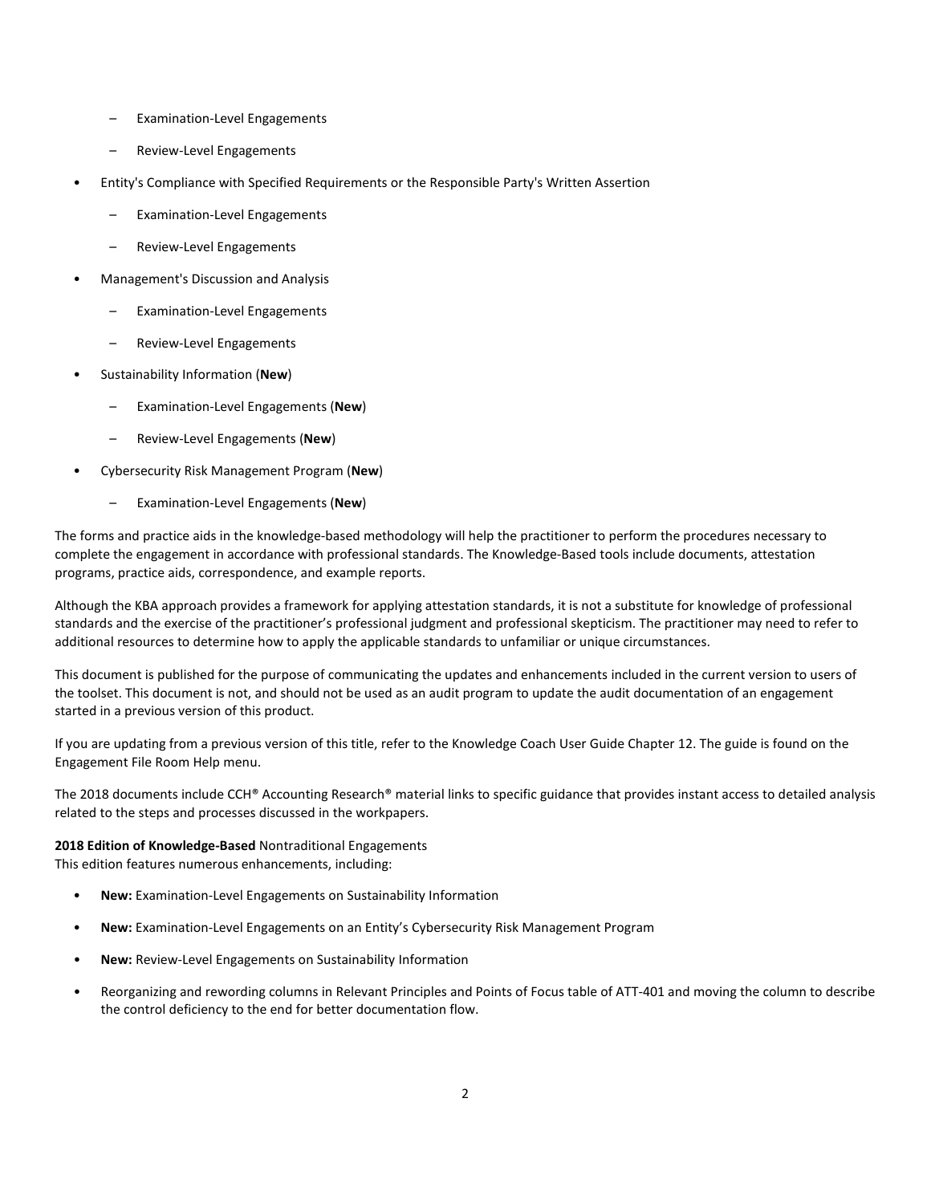- Examination-Level Engagements
  - Review-Level Engagements
- Entity's Compliance with Specified Requirements or the Responsible Party's Written Assertion
  - Examination-Level Engagements
  - Review-Level Engagements
- Management's Discussion and Analysis
  - Examination-Level Engagements
  - Review-Level Engagements
- Sustainability Information (**New**)
  - Examination-Level Engagements (**New**)
  - Review-Level Engagements (**New**)
- Cybersecurity Risk Management Program (**New**)
  - Examination-Level Engagements (**New**)

The forms and practice aids in the knowledge-based methodology will help the practitioner to perform the procedures necessary to complete the engagement in accordance with professional standards. The Knowledge-Based tools include documents, attestation programs, practice aids, correspondence, and example reports.

Although the KBA approach provides a framework for applying attestation standards, it is not a substitute for knowledge of professional standards and the exercise of the practitioner's professional judgment and professional skepticism. The practitioner may need to refer to additional resources to determine how to apply the applicable standards to unfamiliar or unique circumstances.

This document is published for the purpose of communicating the updates and enhancements included in the current version to users of the toolset. This document is not, and should not be used as an audit program to update the audit documentation of an engagement started in a previous version of this product.

If you are updating from a previous version of this title, refer to the Knowledge Coach User Guide Chapter 12. The guide is found on the Engagement File Room Help menu.

The 2018 documents include CCH® Accounting Research® material links to specific guidance that provides instant access to detailed analysis related to the steps and processes discussed in the workpapers.

**2018 Edition of Knowledge-Based** Nontraditional Engagements
This edition features numerous enhancements, including:

- **New:** Examination-Level Engagements on Sustainability Information
- **New:** Examination-Level Engagements on an Entity's Cybersecurity Risk Management Program
- **New:** Review-Level Engagements on Sustainability Information
- Reorganizing and rewording columns in Relevant Principles and Points of Focus table of ATT-401 and moving the column to describe the control deficiency to the end for better documentation flow.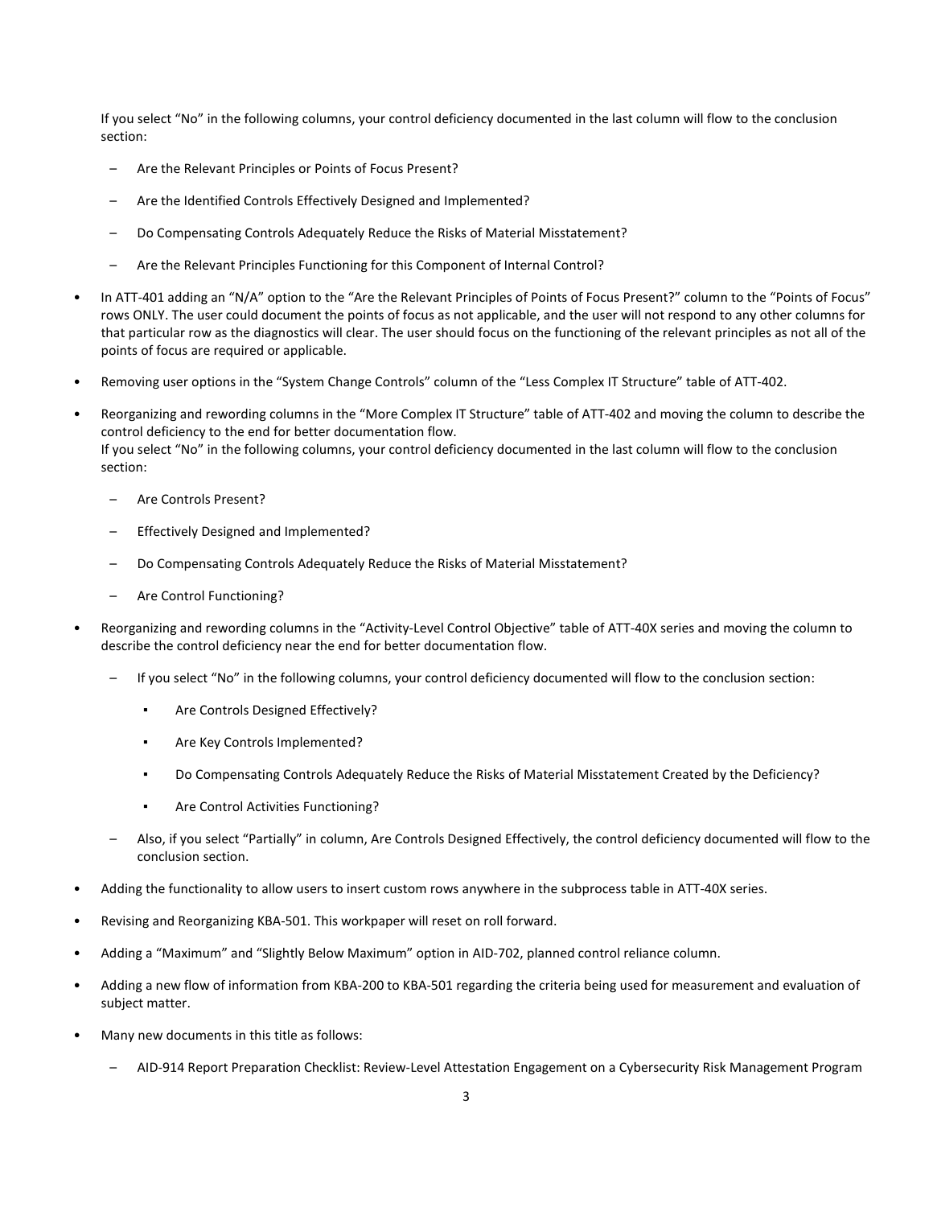If you select "No" in the following columns, your control deficiency documented in the last column will flow to the conclusion section:

  - Are the Relevant Principles or Points of Focus Present?
  - Are the Identified Controls Effectively Designed and Implemented?
  - Do Compensating Controls Adequately Reduce the Risks of Material Misstatement?
  - Are the Relevant Principles Functioning for this Component of Internal Control?

- In ATT-401 adding an "N/A" option to the "Are the Relevant Principles of Points of Focus Present?" column to the "Points of Focus" rows ONLY. The user could document the points of focus as not applicable, and the user will not respond to any other columns for that particular row as the diagnostics will clear. The user should focus on the functioning of the relevant principles as not all of the points of focus are required or applicable.
- Removing user options in the "System Change Controls" column of the "Less Complex IT Structure" table of ATT-402.
- Reorganizing and rewording columns in the "More Complex IT Structure" table of ATT-402 and moving the column to describe the control deficiency to the end for better documentation flow.
  If you select "No" in the following columns, your control deficiency documented in the last column will flow to the conclusion section:
  - Are Controls Present?
  - Effectively Designed and Implemented?
  - Do Compensating Controls Adequately Reduce the Risks of Material Misstatement?
  - Are Control Functioning?
- Reorganizing and rewording columns in the "Activity-Level Control Objective" table of ATT-40X series and moving the column to describe the control deficiency near the end for better documentation flow.
  - If you select "No" in the following columns, your control deficiency documented will flow to the conclusion section:
    - Are Controls Designed Effectively?
    - Are Key Controls Implemented?
    - Do Compensating Controls Adequately Reduce the Risks of Material Misstatement Created by the Deficiency?
    - Are Control Activities Functioning?
  - Also, if you select "Partially" in column, Are Controls Designed Effectively, the control deficiency documented will flow to the conclusion section.
- Adding the functionality to allow users to insert custom rows anywhere in the subprocess table in ATT-40X series.
- Revising and Reorganizing KBA-501. This workpaper will reset on roll forward.
- Adding a "Maximum" and "Slightly Below Maximum" option in AID-702, planned control reliance column.
- Adding a new flow of information from KBA-200 to KBA-501 regarding the criteria being used for measurement and evaluation of subject matter.
- Many new documents in this title as follows:
  - AID-914 Report Preparation Checklist: Review-Level Attestation Engagement on a Cybersecurity Risk Management Program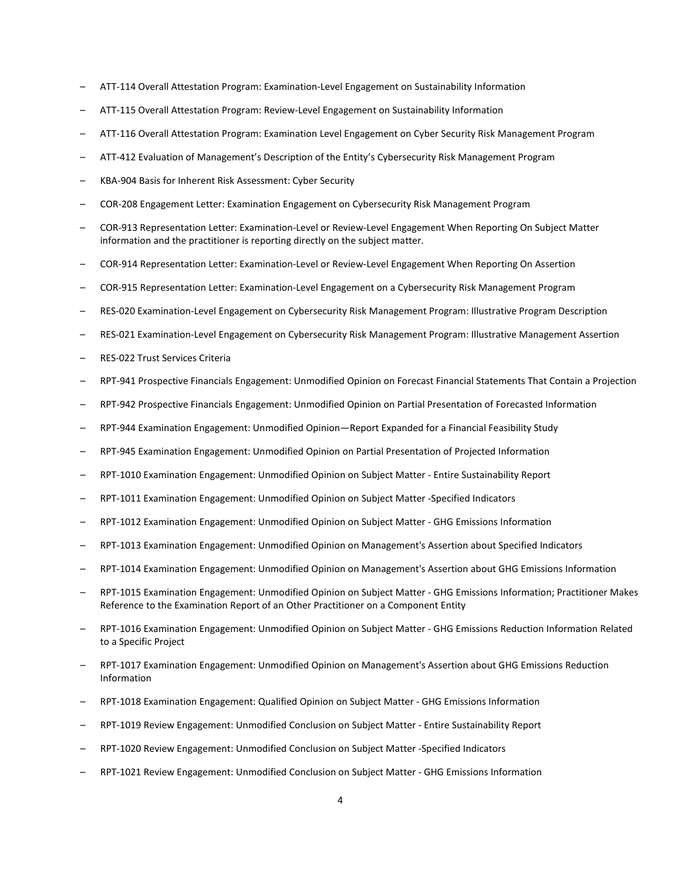- ATT-114 Overall Attestation Program: Examination-Level Engagement on Sustainability Information
- ATT-115 Overall Attestation Program: Review-Level Engagement on Sustainability Information
- ATT-116 Overall Attestation Program: Examination Level Engagement on Cyber Security Risk Management Program
- ATT-412 Evaluation of Management's Description of the Entity's Cybersecurity Risk Management Program
- KBA-904 Basis for Inherent Risk Assessment: Cyber Security
- COR-208 Engagement Letter: Examination Engagement on Cybersecurity Risk Management Program
- COR-913 Representation Letter: Examination-Level or Review-Level Engagement When Reporting On Subject Matter information and the practitioner is reporting directly on the subject matter.
- COR-914 Representation Letter: Examination-Level or Review-Level Engagement When Reporting On Assertion
- COR-915 Representation Letter: Examination-Level Engagement on a Cybersecurity Risk Management Program
- RES-020 Examination-Level Engagement on Cybersecurity Risk Management Program: Illustrative Program Description
- RES-021 Examination-Level Engagement on Cybersecurity Risk Management Program: Illustrative Management Assertion
- RES-022 Trust Services Criteria
- RPT-941 Prospective Financials Engagement: Unmodified Opinion on Forecast Financial Statements That Contain a Projection
- RPT-942 Prospective Financials Engagement: Unmodified Opinion on Partial Presentation of Forecasted Information
- RPT-944 Examination Engagement: Unmodified Opinion—Report Expanded for a Financial Feasibility Study
- RPT-945 Examination Engagement: Unmodified Opinion on Partial Presentation of Projected Information
- RPT-1010 Examination Engagement: Unmodified Opinion on Subject Matter - Entire Sustainability Report
- RPT-1011 Examination Engagement: Unmodified Opinion on Subject Matter -Specified Indicators
- RPT-1012 Examination Engagement: Unmodified Opinion on Subject Matter - GHG Emissions Information
- RPT-1013 Examination Engagement: Unmodified Opinion on Management's Assertion about Specified Indicators
- RPT-1014 Examination Engagement: Unmodified Opinion on Management's Assertion about GHG Emissions Information
- RPT-1015 Examination Engagement: Unmodified Opinion on Subject Matter - GHG Emissions Information; Practitioner Makes Reference to the Examination Report of an Other Practitioner on a Component Entity
- RPT-1016 Examination Engagement: Unmodified Opinion on Subject Matter - GHG Emissions Reduction Information Related to a Specific Project
- RPT-1017 Examination Engagement: Unmodified Opinion on Management's Assertion about GHG Emissions Reduction Information
- RPT-1018 Examination Engagement: Qualified Opinion on Subject Matter - GHG Emissions Information
- RPT-1019 Review Engagement: Unmodified Conclusion on Subject Matter - Entire Sustainability Report
- RPT-1020 Review Engagement: Unmodified Conclusion on Subject Matter -Specified Indicators
- RPT-1021 Review Engagement: Unmodified Conclusion on Subject Matter - GHG Emissions Information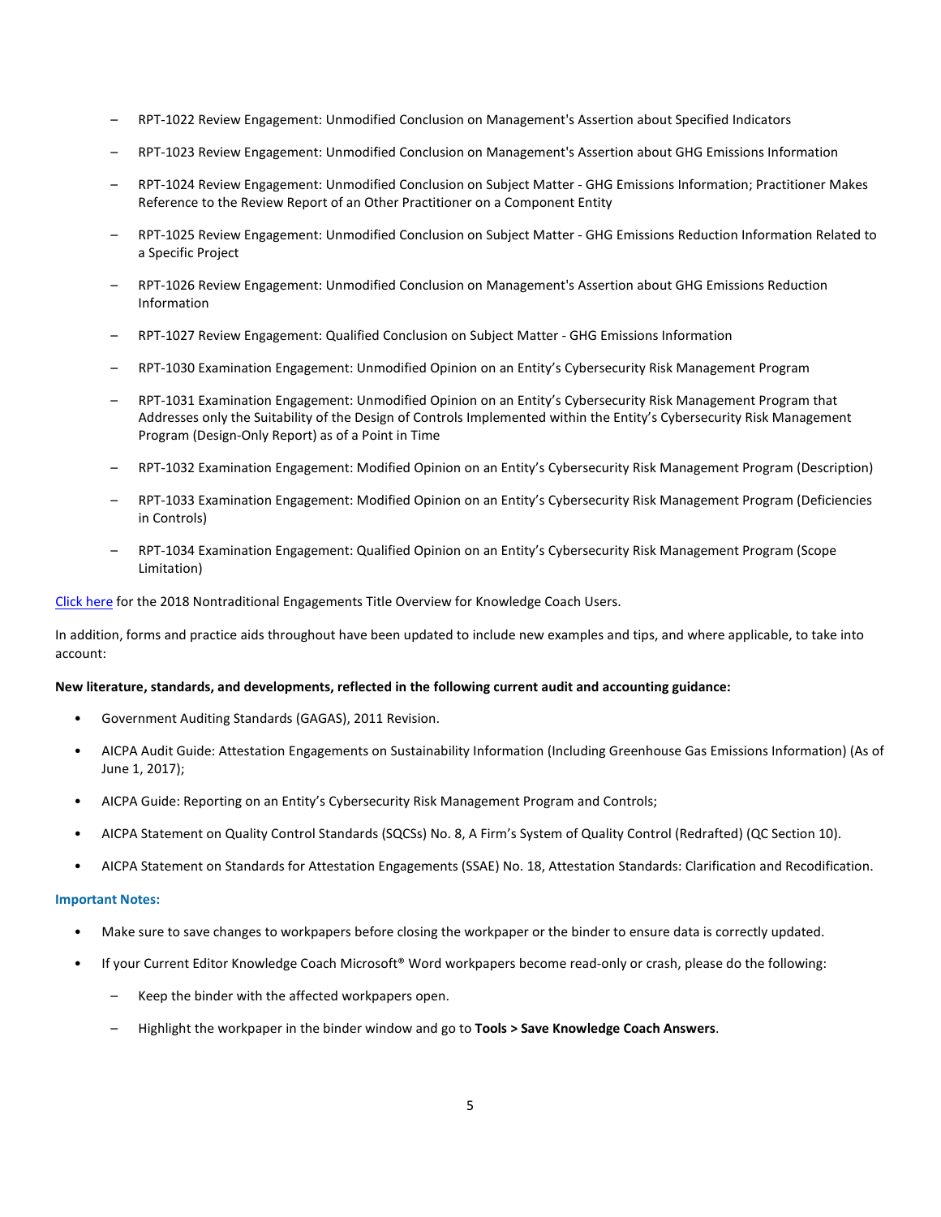- RPT-1022 Review Engagement: Unmodified Conclusion on Management's Assertion about Specified Indicators
  - RPT-1023 Review Engagement: Unmodified Conclusion on Management's Assertion about GHG Emissions Information
  - RPT-1024 Review Engagement: Unmodified Conclusion on Subject Matter - GHG Emissions Information; Practitioner Makes Reference to the Review Report of an Other Practitioner on a Component Entity
  - RPT-1025 Review Engagement: Unmodified Conclusion on Subject Matter - GHG Emissions Reduction Information Related to a Specific Project
  - RPT-1026 Review Engagement: Unmodified Conclusion on Management's Assertion about GHG Emissions Reduction Information
  - RPT-1027 Review Engagement: Qualified Conclusion on Subject Matter - GHG Emissions Information
  - RPT-1030 Examination Engagement: Unmodified Opinion on an Entity's Cybersecurity Risk Management Program
  - RPT-1031 Examination Engagement: Unmodified Opinion on an Entity's Cybersecurity Risk Management Program that Addresses only the Suitability of the Design of Controls Implemented within the Entity's Cybersecurity Risk Management Program (Design-Only Report) as of a Point in Time
  - RPT-1032 Examination Engagement: Modified Opinion on an Entity's Cybersecurity Risk Management Program (Description)
  - RPT-1033 Examination Engagement: Modified Opinion on an Entity's Cybersecurity Risk Management Program (Deficiencies in Controls)
  - RPT-1034 Examination Engagement: Qualified Opinion on an Entity's Cybersecurity Risk Management Program (Scope Limitation)

Click here for the 2018 Nontraditional Engagements Title Overview for Knowledge Coach Users.

In addition, forms and practice aids throughout have been updated to include new examples and tips, and where applicable, to take into account:

**New literature, standards, and developments, reflected in the following current audit and accounting guidance:**

- Government Auditing Standards (GAGAS), 2011 Revision.
- AICPA Audit Guide: Attestation Engagements on Sustainability Information (Including Greenhouse Gas Emissions Information) (As of June 1, 2017);
- AICPA Guide: Reporting on an Entity's Cybersecurity Risk Management Program and Controls;
- AICPA Statement on Quality Control Standards (SQCSs) No. 8, A Firm's System of Quality Control (Redrafted) (QC Section 10).
- AICPA Statement on Standards for Attestation Engagements (SSAE) No. 18, Attestation Standards: Clarification and Recodification.

**Important Notes:**

- Make sure to save changes to workpapers before closing the workpaper or the binder to ensure data is correctly updated.
- If your Current Editor Knowledge Coach Microsoft® Word workpapers become read-only or crash, please do the following:
  - Keep the binder with the affected workpapers open.
  - Highlight the workpaper in the binder window and go to **Tools > Save Knowledge Coach Answers**.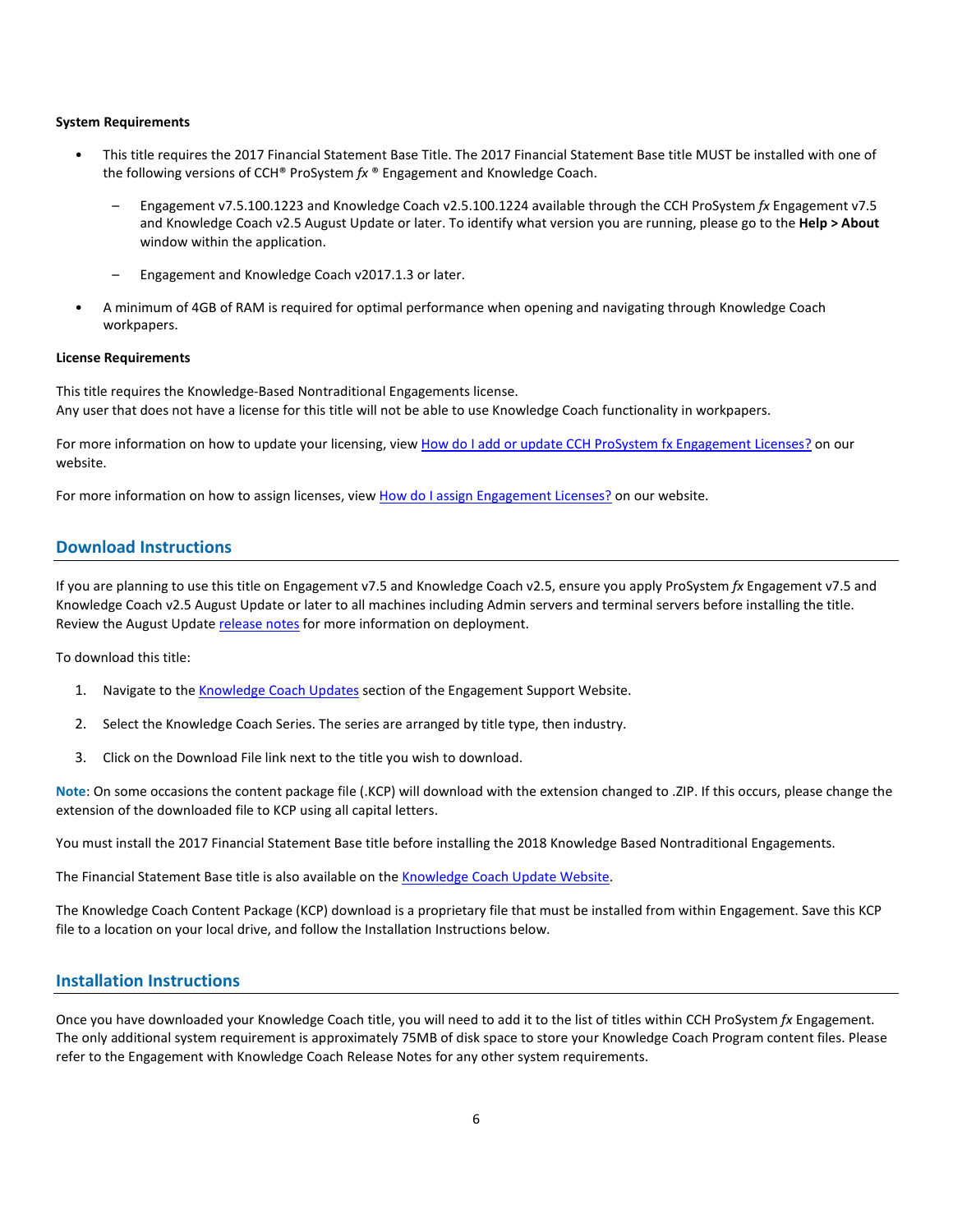**System Requirements**

- This title requires the 2017 Financial Statement Base Title. The 2017 Financial Statement Base title MUST be installed with one of the following versions of CCH® ProSystem *fx* ® Engagement and Knowledge Coach.
    - Engagement v7.5.100.1223 and Knowledge Coach v2.5.100.1224 available through the CCH ProSystem *fx* Engagement v7.5 and Knowledge Coach v2.5 August Update or later. To identify what version you are running, please go to the **Help > About** window within the application.
    - Engagement and Knowledge Coach v2017.1.3 or later.
- A minimum of 4GB of RAM is required for optimal performance when opening and navigating through Knowledge Coach workpapers.

**License Requirements**

This title requires the Knowledge-Based Nontraditional Engagements license.
Any user that does not have a license for this title will not be able to use Knowledge Coach functionality in workpapers.

For more information on how to update your licensing, view How do I add or update CCH ProSystem fx Engagement Licenses? on our website.

For more information on how to assign licenses, view How do I assign Engagement Licenses? on our website.

## Download Instructions

If you are planning to use this title on Engagement v7.5 and Knowledge Coach v2.5, ensure you apply ProSystem *fx* Engagement v7.5 and Knowledge Coach v2.5 August Update or later to all machines including Admin servers and terminal servers before installing the title. Review the August Update release notes for more information on deployment.

To download this title:

1. Navigate to the Knowledge Coach Updates section of the Engagement Support Website.
2. Select the Knowledge Coach Series. The series are arranged by title type, then industry.
3. Click on the Download File link next to the title you wish to download.

**Note**: On some occasions the content package file (.KCP) will download with the extension changed to .ZIP. If this occurs, please change the extension of the downloaded file to KCP using all capital letters.

You must install the 2017 Financial Statement Base title before installing the 2018 Knowledge Based Nontraditional Engagements.

The Financial Statement Base title is also available on the Knowledge Coach Update Website.

The Knowledge Coach Content Package (KCP) download is a proprietary file that must be installed from within Engagement. Save this KCP file to a location on your local drive, and follow the Installation Instructions below.

## Installation Instructions

Once you have downloaded your Knowledge Coach title, you will need to add it to the list of titles within CCH ProSystem *fx* Engagement. The only additional system requirement is approximately 75MB of disk space to store your Knowledge Coach Program content files. Please refer to the Engagement with Knowledge Coach Release Notes for any other system requirements.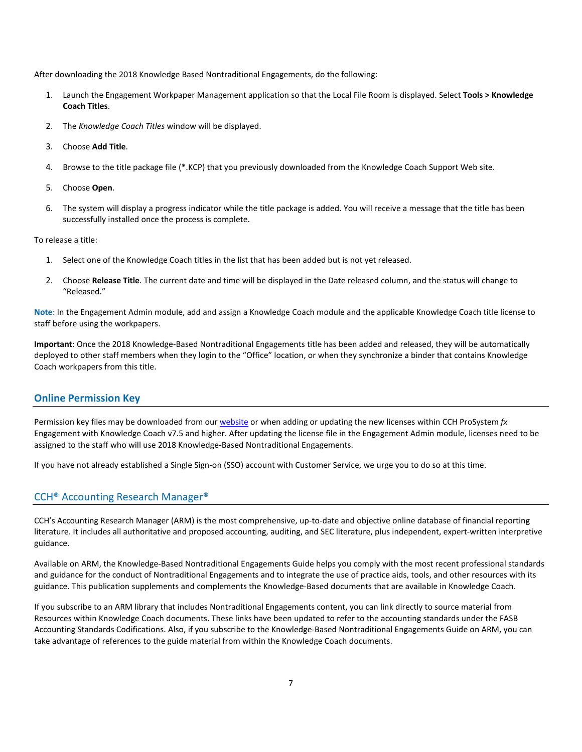After downloading the 2018 Knowledge Based Nontraditional Engagements, do the following:

1. Launch the Engagement Workpaper Management application so that the Local File Room is displayed. Select **Tools > Knowledge Coach Titles**.
2. The *Knowledge Coach Titles* window will be displayed.
3. Choose **Add Title**.
4. Browse to the title package file (*.KCP) that you previously downloaded from the Knowledge Coach Support Web site.
5. Choose **Open**.
6. The system will display a progress indicator while the title package is added. You will receive a message that the title has been successfully installed once the process is complete.

To release a title:

1. Select one of the Knowledge Coach titles in the list that has been added but is not yet released.
2. Choose **Release Title**. The current date and time will be displayed in the Date released column, and the status will change to "Released."

**Note**: In the Engagement Admin module, add and assign a Knowledge Coach module and the applicable Knowledge Coach title license to staff before using the workpapers.

**Important**: Once the 2018 Knowledge-Based Nontraditional Engagements title has been added and released, they will be automatically deployed to other staff members when they login to the "Office" location, or when they synchronize a binder that contains Knowledge Coach workpapers from this title.

## Online Permission Key

Permission key files may be downloaded from our website or when adding or updating the new licenses within CCH ProSystem *fx* Engagement with Knowledge Coach v7.5 and higher. After updating the license file in the Engagement Admin module, licenses need to be assigned to the staff who will use 2018 Knowledge-Based Nontraditional Engagements.

If you have not already established a Single Sign-on (SSO) account with Customer Service, we urge you to do so at this time.

## CCH® Accounting Research Manager®

CCH's Accounting Research Manager (ARM) is the most comprehensive, up-to-date and objective online database of financial reporting literature. It includes all authoritative and proposed accounting, auditing, and SEC literature, plus independent, expert-written interpretive guidance.

Available on ARM, the Knowledge-Based Nontraditional Engagements Guide helps you comply with the most recent professional standards and guidance for the conduct of Nontraditional Engagements and to integrate the use of practice aids, tools, and other resources with its guidance. This publication supplements and complements the Knowledge-Based documents that are available in Knowledge Coach.

If you subscribe to an ARM library that includes Nontraditional Engagements content, you can link directly to source material from Resources within Knowledge Coach documents. These links have been updated to refer to the accounting standards under the FASB Accounting Standards Codifications. Also, if you subscribe to the Knowledge-Based Nontraditional Engagements Guide on ARM, you can take advantage of references to the guide material from within the Knowledge Coach documents.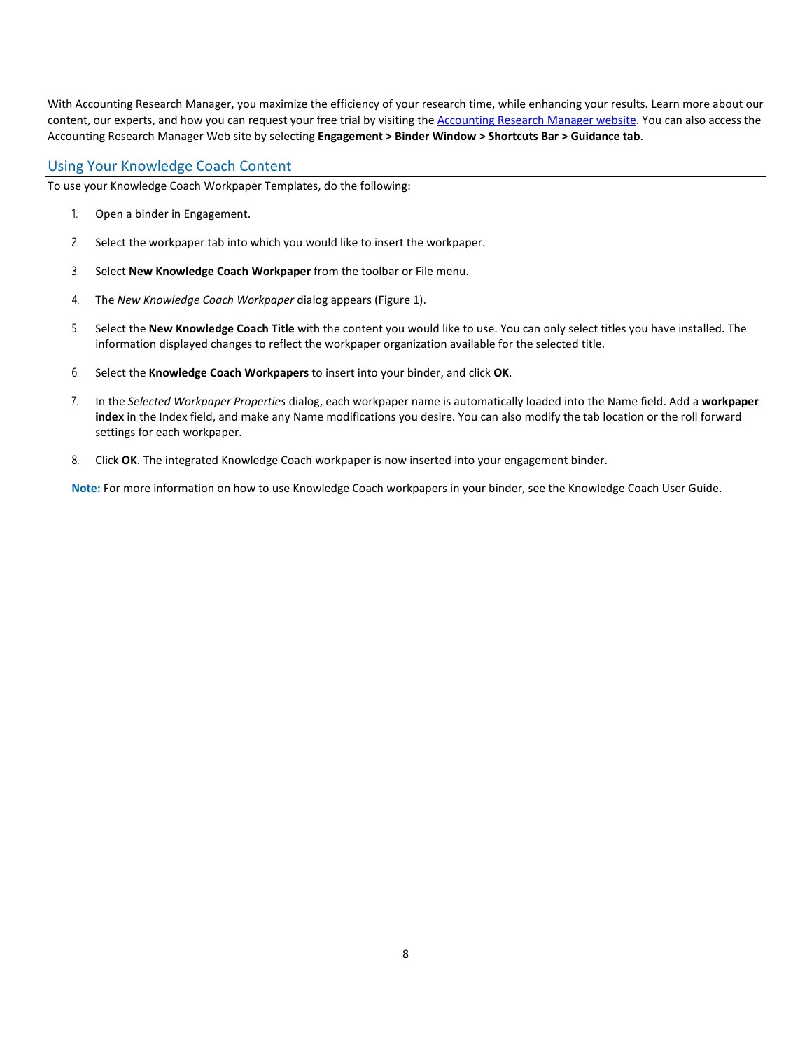With Accounting Research Manager, you maximize the efficiency of your research time, while enhancing your results. Learn more about our content, our experts, and how you can request your free trial by visiting the [Accounting Research Manager website](). You can also access the Accounting Research Manager Web site by selecting **Engagement > Binder Window > Shortcuts Bar > Guidance tab**.

## Using Your Knowledge Coach Content

To use your Knowledge Coach Workpaper Templates, do the following:

1. Open a binder in Engagement.
2. Select the workpaper tab into which you would like to insert the workpaper.
3. Select **New Knowledge Coach Workpaper** from the toolbar or File menu.
4. The *New Knowledge Coach Workpaper* dialog appears (Figure 1).
5. Select the **New Knowledge Coach Title** with the content you would like to use. You can only select titles you have installed. The information displayed changes to reflect the workpaper organization available for the selected title.
6. Select the **Knowledge Coach Workpapers** to insert into your binder, and click **OK**.
7. In the *Selected Workpaper Properties* dialog, each workpaper name is automatically loaded into the Name field. Add a **workpaper index** in the Index field, and make any Name modifications you desire. You can also modify the tab location or the roll forward settings for each workpaper.
8. Click **OK**. The integrated Knowledge Coach workpaper is now inserted into your engagement binder.

**Note:** For more information on how to use Knowledge Coach workpapers in your binder, see the Knowledge Coach User Guide.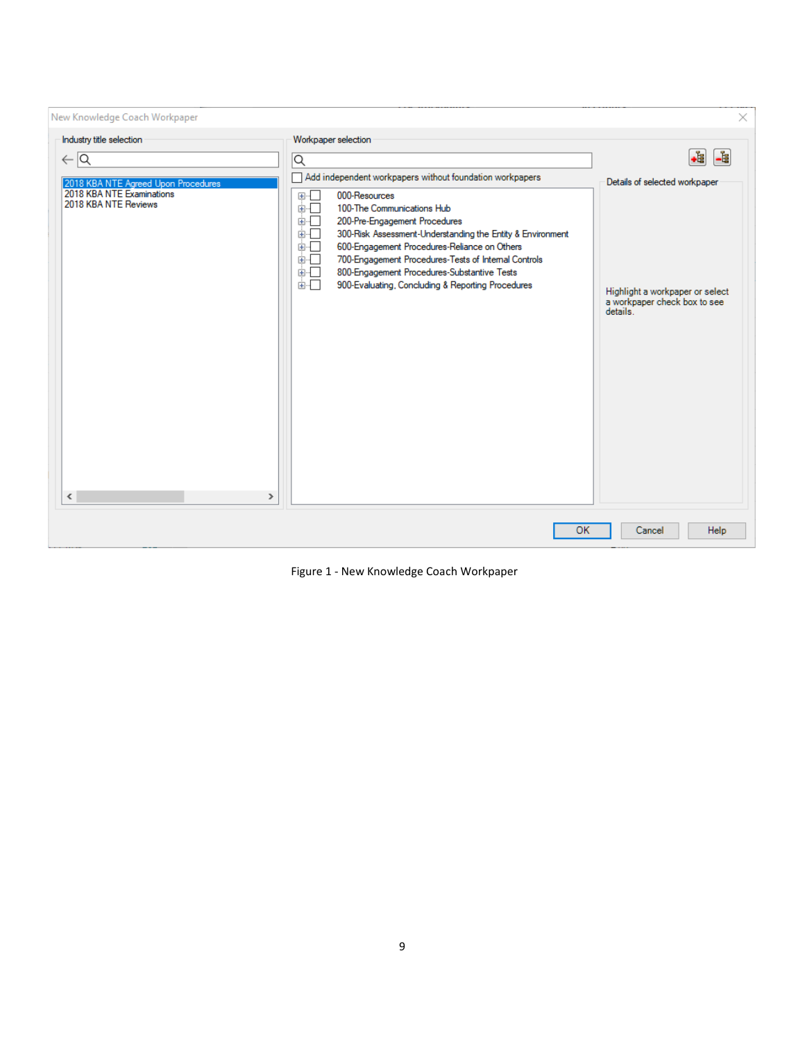New Knowledge Coach Workpaper

Industry title selection

- 2018 KBA NTE Agreed Upon Procedures
- 2018 KBA NTE Examinations
- 2018 KBA NTE Reviews

Workpaper selection

Add independent workpapers without foundation workpapers

- 000-Resources
- 100-The Communications Hub
- 200-Pre-Engagement Procedures
- 300-Risk Assessment-Understanding the Entity & Environment
- 600-Engagement Procedures-Reliance on Others
- 700-Engagement Procedures-Tests of Internal Controls
- 800-Engagement Procedures-Substantive Tests
- 900-Evaluating, Concluding & Reporting Procedures

Details of selected workpaper

Highlight a workpaper or select a workpaper check box to see details.

OK | Cancel | Help

Figure 1 - New Knowledge Coach Workpaper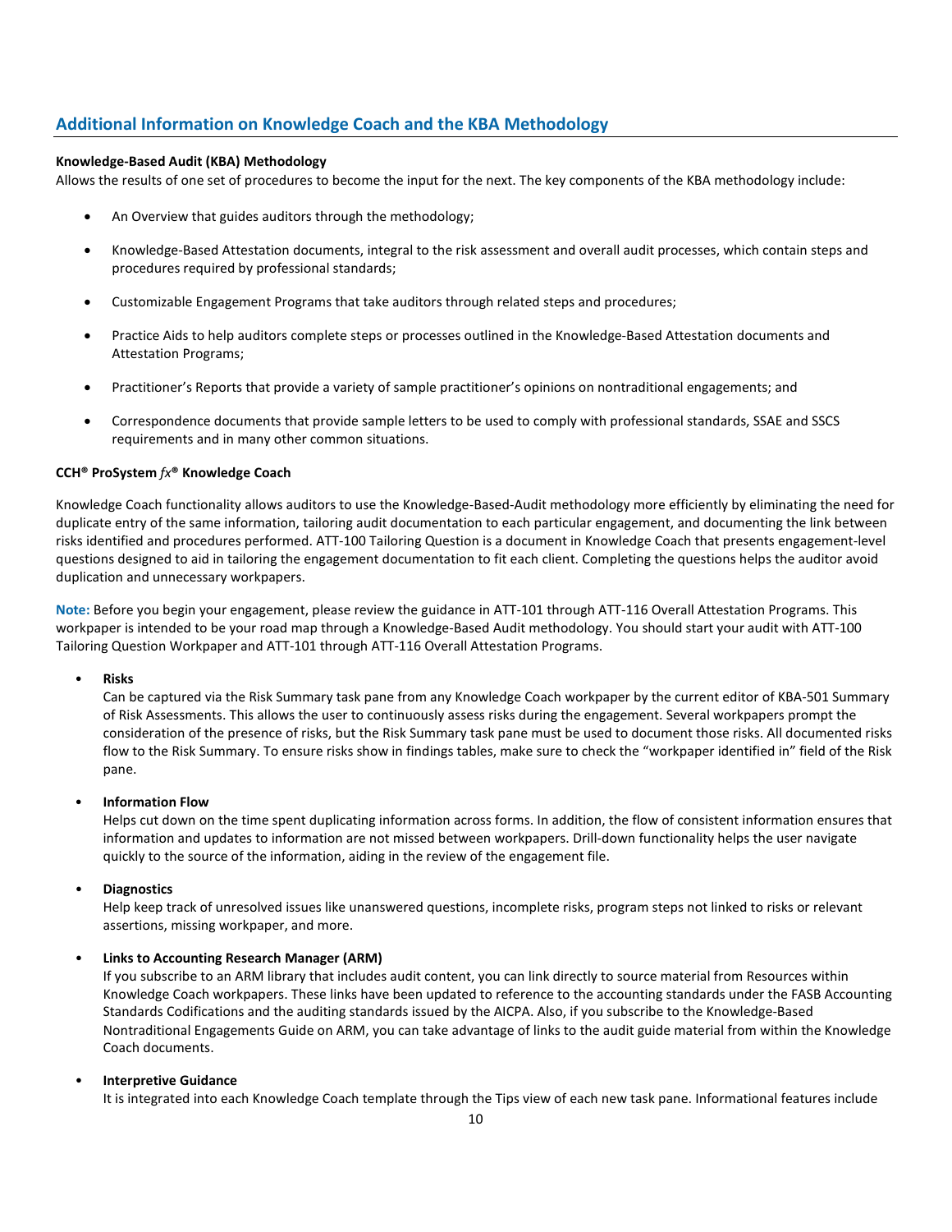## Additional Information on Knowledge Coach and the KBA Methodology

**Knowledge-Based Audit (KBA) Methodology**

Allows the results of one set of procedures to become the input for the next. The key components of the KBA methodology include:

- An Overview that guides auditors through the methodology;
- Knowledge-Based Attestation documents, integral to the risk assessment and overall audit processes, which contain steps and procedures required by professional standards;
- Customizable Engagement Programs that take auditors through related steps and procedures;
- Practice Aids to help auditors complete steps or processes outlined in the Knowledge-Based Attestation documents and Attestation Programs;
- Practitioner's Reports that provide a variety of sample practitioner's opinions on nontraditional engagements; and
- Correspondence documents that provide sample letters to be used to comply with professional standards, SSAE and SSCS requirements and in many other common situations.

**CCH® ProSystem *fx*® Knowledge Coach**

Knowledge Coach functionality allows auditors to use the Knowledge-Based-Audit methodology more efficiently by eliminating the need for duplicate entry of the same information, tailoring audit documentation to each particular engagement, and documenting the link between risks identified and procedures performed. ATT-100 Tailoring Question is a document in Knowledge Coach that presents engagement-level questions designed to aid in tailoring the engagement documentation to fit each client. Completing the questions helps the auditor avoid duplication and unnecessary workpapers.

**Note:** Before you begin your engagement, please review the guidance in ATT-101 through ATT-116 Overall Attestation Programs. This workpaper is intended to be your road map through a Knowledge-Based Audit methodology. You should start your audit with ATT-100 Tailoring Question Workpaper and ATT-101 through ATT-116 Overall Attestation Programs.

- **Risks**
  Can be captured via the Risk Summary task pane from any Knowledge Coach workpaper by the current editor of KBA-501 Summary of Risk Assessments. This allows the user to continuously assess risks during the engagement. Several workpapers prompt the consideration of the presence of risks, but the Risk Summary task pane must be used to document those risks. All documented risks flow to the Risk Summary. To ensure risks show in findings tables, make sure to check the "workpaper identified in" field of the Risk pane.

- **Information Flow**
  Helps cut down on the time spent duplicating information across forms. In addition, the flow of consistent information ensures that information and updates to information are not missed between workpapers. Drill-down functionality helps the user navigate quickly to the source of the information, aiding in the review of the engagement file.

- **Diagnostics**
  Help keep track of unresolved issues like unanswered questions, incomplete risks, program steps not linked to risks or relevant assertions, missing workpaper, and more.

- **Links to Accounting Research Manager (ARM)**
  If you subscribe to an ARM library that includes audit content, you can link directly to source material from Resources within Knowledge Coach workpapers. These links have been updated to reference to the accounting standards under the FASB Accounting Standards Codifications and the auditing standards issued by the AICPA. Also, if you subscribe to the Knowledge-Based Nontraditional Engagements Guide on ARM, you can take advantage of links to the audit guide material from within the Knowledge Coach documents.

- **Interpretive Guidance**
  It is integrated into each Knowledge Coach template through the Tips view of each new task pane. Informational features include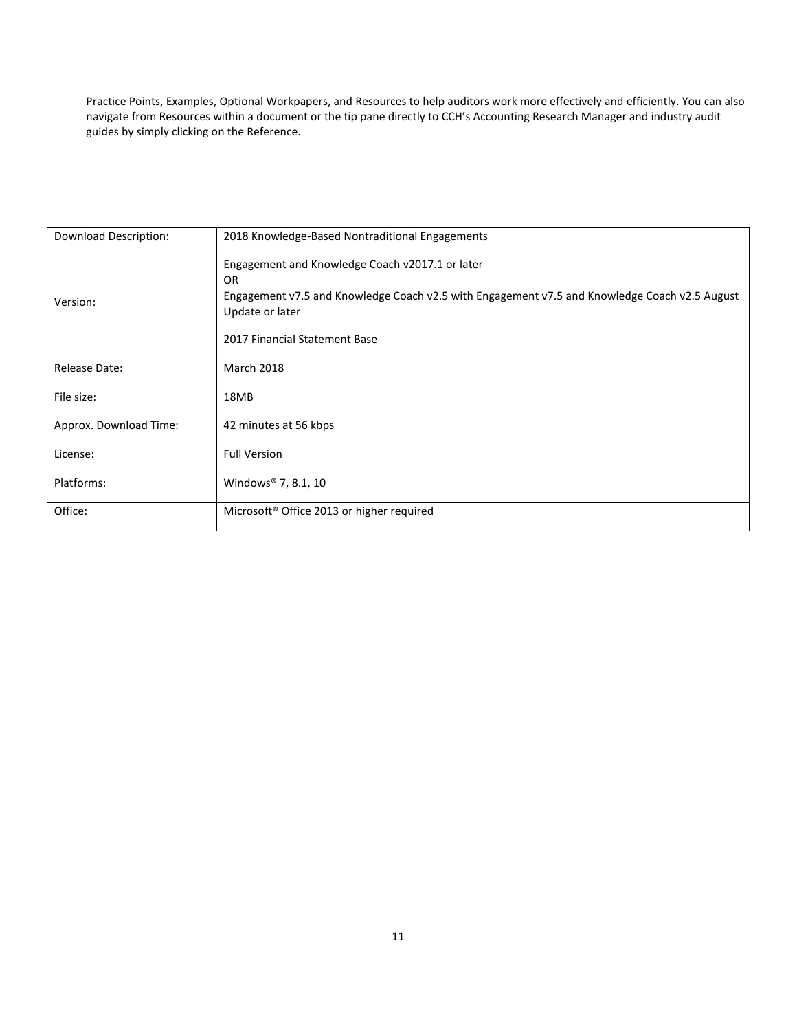Practice Points, Examples, Optional Workpapers, and Resources to help auditors work more effectively and efficiently. You can also navigate from Resources within a document or the tip pane directly to CCH's Accounting Research Manager and industry audit guides by simply clicking on the Reference.

| | |
|---|---|
| Download Description: | 2018 Knowledge-Based Nontraditional Engagements |
| Version: | Engagement and Knowledge Coach v2017.1 or later<br>OR<br>Engagement v7.5 and Knowledge Coach v2.5 with Engagement v7.5 and Knowledge Coach v2.5 August Update or later<br><br>2017 Financial Statement Base |
| Release Date: | March 2018 |
| File size: | 18MB |
| Approx. Download Time: | 42 minutes at 56 kbps |
| License: | Full Version |
| Platforms: | Windows® 7, 8.1, 10 |
| Office: | Microsoft® Office 2013 or higher required |